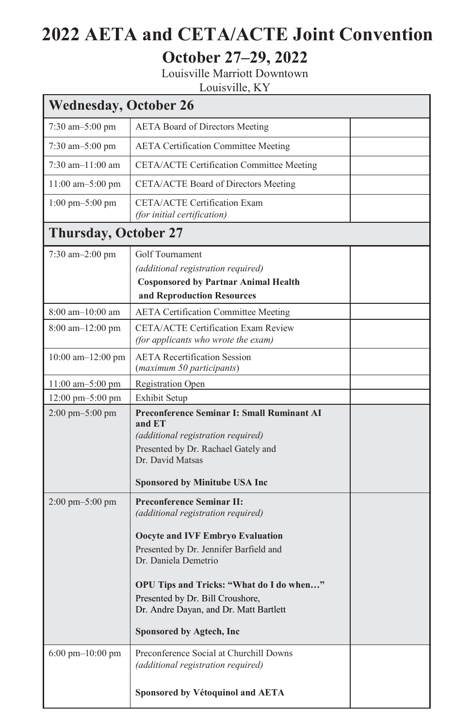# 2022 AETA and CETA/ACTE Joint Convention

## October 27–29, 2022

Louisville Marriott Downtown

Louisville, KY

| Wednesday, October 26 | | |
|---|---|---|
| 7:30 am–5:00 pm | AETA Board of Directors Meeting | |
| 7:30 am–5:00 pm | AETA Certification Committee Meeting | |
| 7:30 am–11:00 am | CETA/ACTE Certification Committee Meeting | |
| 11:00 am–5:00 pm | CETA/ACTE Board of Directors Meeting | |
| 1:00 pm–5:00 pm | CETA/ACTE Certification Exam *(for initial certification)* | |
| **Thursday, October 27** | | |
| 7:30 am–2:00 pm | Golf Tournament *(additional registration required)* **Cosponsored by Partnar Animal Health and Reproduction Resources** | |
| 8:00 am–10:00 am | AETA Certification Committee Meeting | |
| 8:00 am–12:00 pm | CETA/ACTE Certification Exam Review *(for applicants who wrote the exam)* | |
| 10:00 am–12:00 pm | AETA Recertification Session (*maximum 50 participants*) | |
| 11:00 am–5:00 pm | Registration Open | |
| 12:00 pm–5:00 pm | Exhibit Setup | |
| 2:00 pm–5:00 pm | **Preconference Seminar I: Small Ruminant AI and ET** *(additional registration required)* Presented by Dr. Rachael Gately and Dr. David Matsas **Sponsored by Minitube USA Inc** | |
| 2:00 pm–5:00 pm | **Preconference Seminar II:** *(additional registration required)* **Oocyte and IVF Embryo Evaluation** Presented by Dr. Jennifer Barfield and Dr. Daniela Demetrio **OPU Tips and Tricks: "What do I do when…"** Presented by Dr. Bill Croushore, Dr. Andre Dayan, and Dr. Matt Bartlett **Sponsored by Agtech, Inc** | |
| 6:00 pm–10:00 pm | Preconference Social at Churchill Downs *(additional registration required)* **Sponsored by Vétoquinol and AETA** | |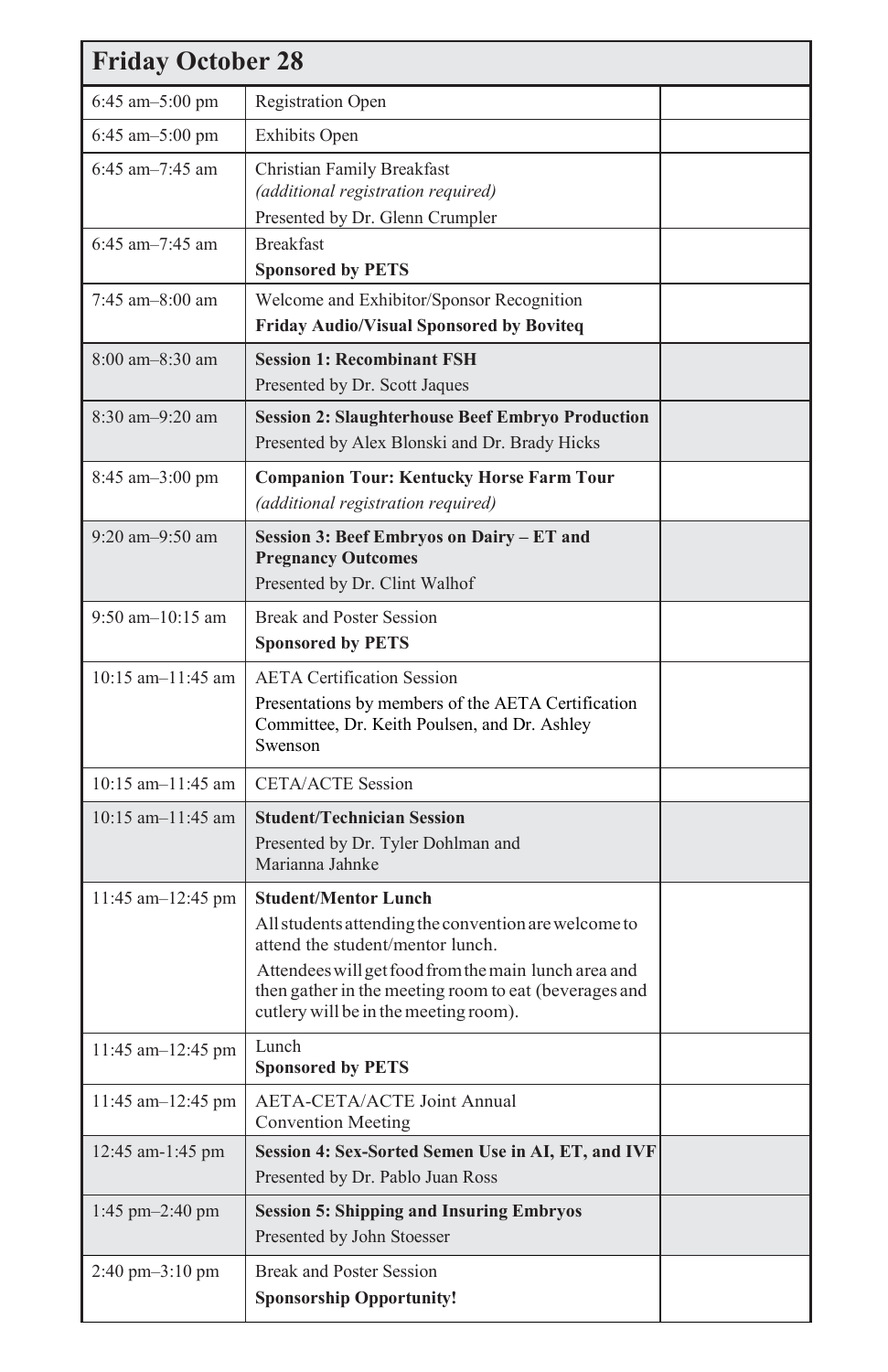| Friday October 28 | | |
|---|---|---|
| 6:45 am–5:00 pm | Registration Open | |
| 6:45 am–5:00 pm | Exhibits Open | |
| 6:45 am–7:45 am | Christian Family Breakfast<br>*(additional registration required)*<br>Presented by Dr. Glenn Crumpler | |
| 6:45 am–7:45 am | Breakfast<br>**Sponsored by PETS** | |
| 7:45 am–8:00 am | Welcome and Exhibitor/Sponsor Recognition<br>**Friday Audio/Visual Sponsored by Boviteq** | |
| 8:00 am–8:30 am | **Session 1: Recombinant FSH**<br>Presented by Dr. Scott Jaques | |
| 8:30 am–9:20 am | **Session 2: Slaughterhouse Beef Embryo Production**<br>Presented by Alex Blonski and Dr. Brady Hicks | |
| 8:45 am–3:00 pm | **Companion Tour: Kentucky Horse Farm Tour**<br>*(additional registration required)* | |
| 9:20 am–9:50 am | **Session 3: Beef Embryos on Dairy – ET and Pregnancy Outcomes**<br>Presented by Dr. Clint Walhof | |
| 9:50 am–10:15 am | Break and Poster Session<br>**Sponsored by PETS** | |
| 10:15 am–11:45 am | AETA Certification Session<br>Presentations by members of the AETA Certification Committee, Dr. Keith Poulsen, and Dr. Ashley Swenson | |
| 10:15 am–11:45 am | CETA/ACTE Session | |
| 10:15 am–11:45 am | **Student/Technician Session**<br>Presented by Dr. Tyler Dohlman and Marianna Jahnke | |
| 11:45 am–12:45 pm | **Student/Mentor Lunch**<br>All students attending the convention are welcome to attend the student/mentor lunch.<br>Attendees will get food from the main lunch area and then gather in the meeting room to eat (beverages and cutlery will be in the meeting room). | |
| 11:45 am–12:45 pm | Lunch<br>**Sponsored by PETS** | |
| 11:45 am–12:45 pm | AETA-CETA/ACTE Joint Annual Convention Meeting | |
| 12:45 am-1:45 pm | **Session 4: Sex-Sorted Semen Use in AI, ET, and IVF**<br>Presented by Dr. Pablo Juan Ross | |
| 1:45 pm–2:40 pm | **Session 5: Shipping and Insuring Embryos**<br>Presented by John Stoesser | |
| 2:40 pm–3:10 pm | Break and Poster Session<br>**Sponsorship Opportunity!** | |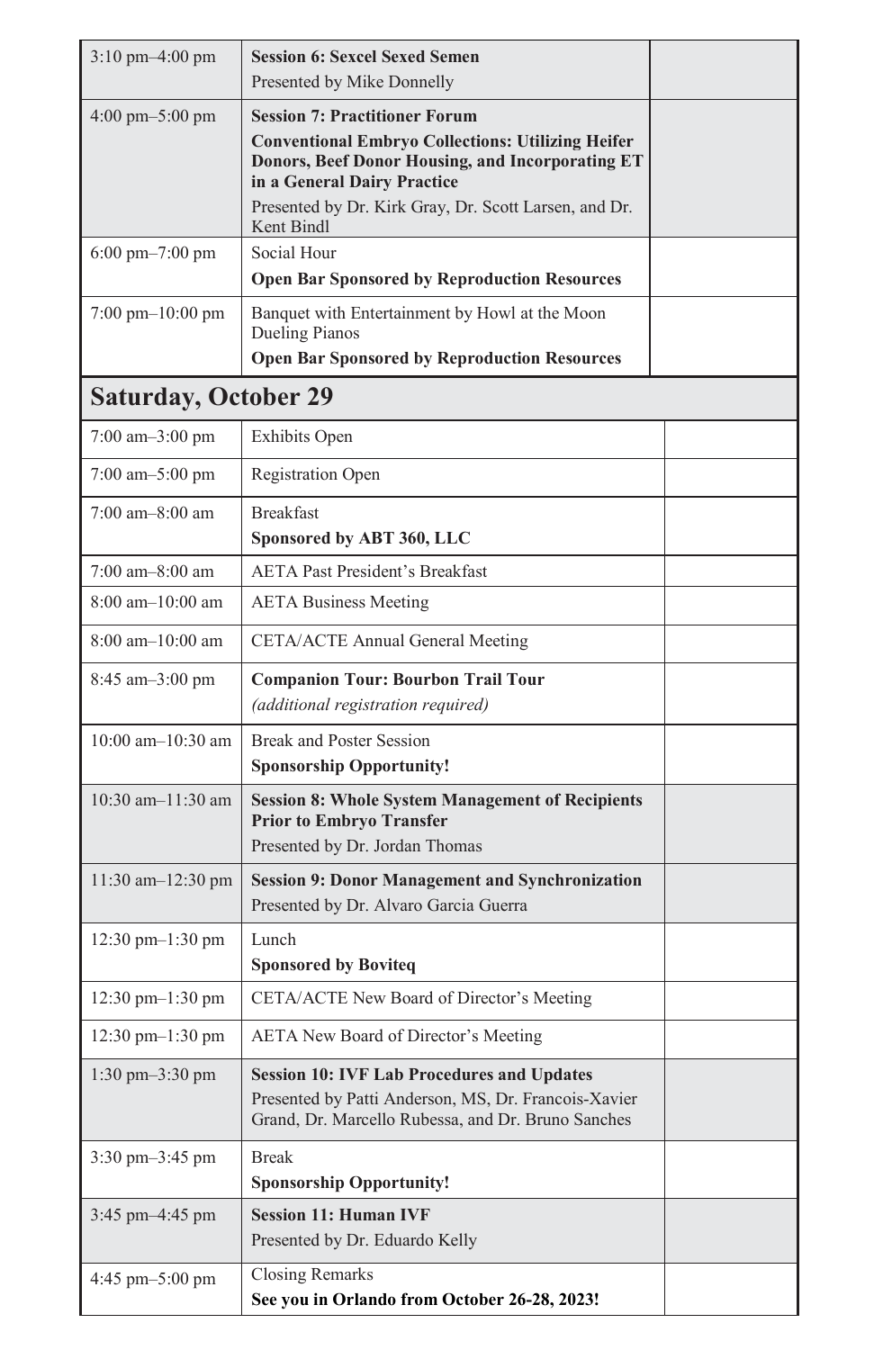| | | |
|---|---|---|
| 3:10 pm–4:00 pm | **Session 6: Sexcel Sexed Semen**<br>Presented by Mike Donnelly | |
| 4:00 pm–5:00 pm | **Session 7: Practitioner Forum**<br>**Conventional Embryo Collections: Utilizing Heifer Donors, Beef Donor Housing, and Incorporating ET in a General Dairy Practice**<br>Presented by Dr. Kirk Gray, Dr. Scott Larsen, and Dr. Kent Bindl | |
| 6:00 pm–7:00 pm | Social Hour<br>**Open Bar Sponsored by Reproduction Resources** | |
| 7:00 pm–10:00 pm | Banquet with Entertainment by Howl at the Moon Dueling Pianos<br>**Open Bar Sponsored by Reproduction Resources** | |

## Saturday, October 29

| | | |
|---|---|---|
| 7:00 am–3:00 pm | Exhibits Open | |
| 7:00 am–5:00 pm | Registration Open | |
| 7:00 am–8:00 am | Breakfast<br>**Sponsored by ABT 360, LLC** | |
| 7:00 am–8:00 am | AETA Past President's Breakfast | |
| 8:00 am–10:00 am | AETA Business Meeting | |
| 8:00 am–10:00 am | CETA/ACTE Annual General Meeting | |
| 8:45 am–3:00 pm | **Companion Tour: Bourbon Trail Tour**<br>*(additional registration required)* | |
| 10:00 am–10:30 am | Break and Poster Session<br>**Sponsorship Opportunity!** | |
| 10:30 am–11:30 am | **Session 8: Whole System Management of Recipients Prior to Embryo Transfer**<br>Presented by Dr. Jordan Thomas | |
| 11:30 am–12:30 pm | **Session 9: Donor Management and Synchronization**<br>Presented by Dr. Alvaro Garcia Guerra | |
| 12:30 pm–1:30 pm | Lunch<br>**Sponsored by Boviteq** | |
| 12:30 pm–1:30 pm | CETA/ACTE New Board of Director's Meeting | |
| 12:30 pm–1:30 pm | AETA New Board of Director's Meeting | |
| 1:30 pm–3:30 pm | **Session 10: IVF Lab Procedures and Updates**<br>Presented by Patti Anderson, MS, Dr. Francois-Xavier Grand, Dr. Marcello Rubessa, and Dr. Bruno Sanches | |
| 3:30 pm–3:45 pm | Break<br>**Sponsorship Opportunity!** | |
| 3:45 pm–4:45 pm | **Session 11: Human IVF**<br>Presented by Dr. Eduardo Kelly | |
| 4:45 pm–5:00 pm | Closing Remarks<br>**See you in Orlando from October 26-28, 2023!** | |